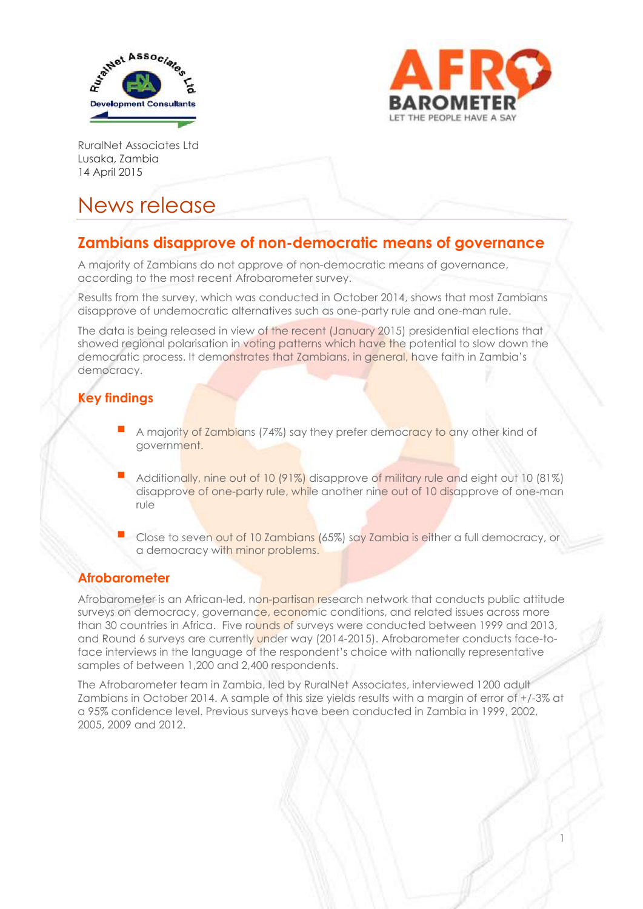RuralNet Associates Ltd
Lusaka, Zambia
14 April 2015

# News release

## Zambians disapprove of non-democratic means of governance

A majority of Zambians do not approve of non-democratic means of governance, according to the most recent Afrobarometer survey.

Results from the survey, which was conducted in October 2014, shows that most Zambians disapprove of undemocratic alternatives such as one-party rule and one-man rule.

The data is being released in view of the recent (January 2015) presidential elections that showed regional polarisation in voting patterns which have the potential to slow down the democratic process. It demonstrates that Zambians, in general, have faith in Zambia's democracy.

## Key findings

- A majority of Zambians (74%) say they prefer democracy to any other kind of government.
- Additionally, nine out of 10 (91%) disapprove of military rule and eight out 10 (81%) disapprove of one-party rule, while another nine out of 10 disapprove of one-man rule
- Close to seven out of 10 Zambians (65%) say Zambia is either a full democracy, or a democracy with minor problems.

## Afrobarometer

Afrobarometer is an African-led, non-partisan research network that conducts public attitude surveys on democracy, governance, economic conditions, and related issues across more than 30 countries in Africa. Five rounds of surveys were conducted between 1999 and 2013, and Round 6 surveys are currently under way (2014-2015). Afrobarometer conducts face-to-face interviews in the language of the respondent's choice with nationally representative samples of between 1,200 and 2,400 respondents.

The Afrobarometer team in Zambia, led by RuralNet Associates, interviewed 1200 adult Zambians in October 2014. A sample of this size yields results with a margin of error of +/-3% at a 95% confidence level. Previous surveys have been conducted in Zambia in 1999, 2002, 2005, 2009 and 2012.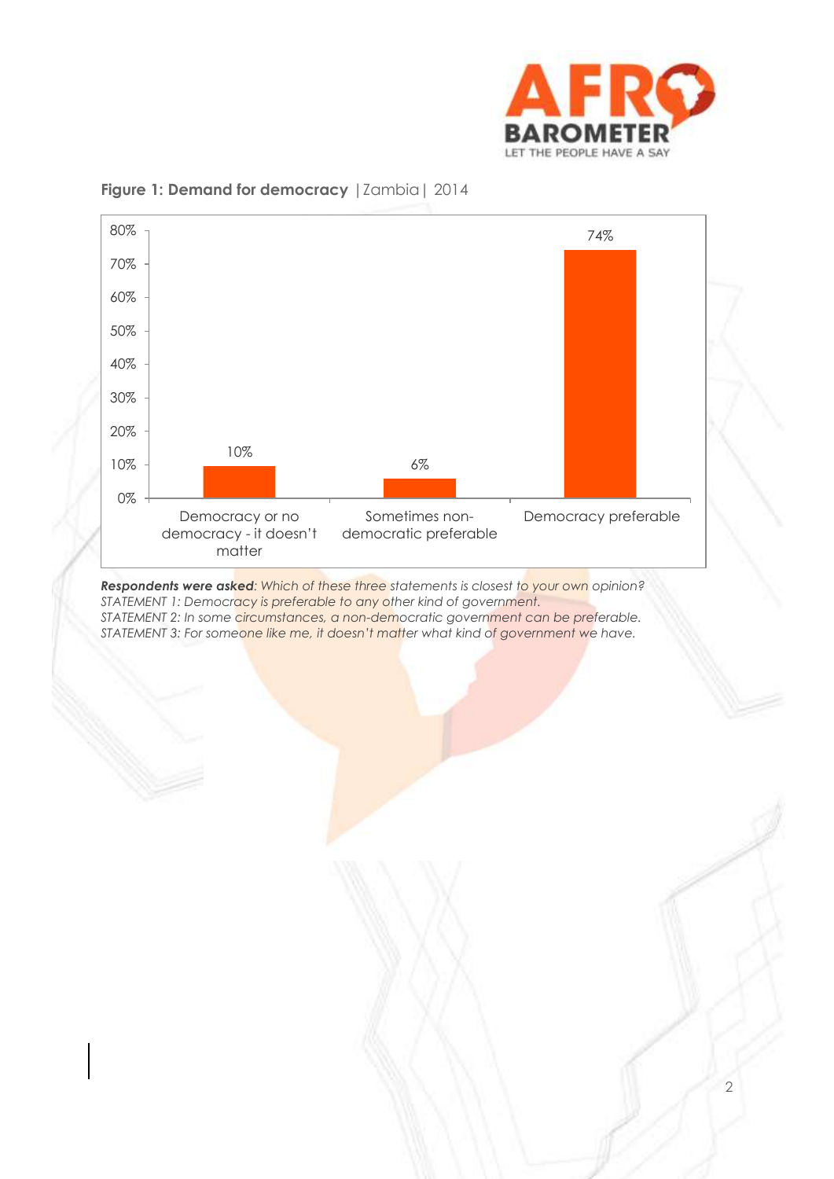**Figure 1: Demand for democracy** | Zambia | 2014

| | Percentage |
|---|---|
| Democracy or no democracy - it doesn't matter | 10% |
| Sometimes non-democratic preferable | 6% |
| Democracy preferable | 74% |

***Respondents were asked****: Which of these three statements is closest to your own opinion?*
*STATEMENT 1: Democracy is preferable to any other kind of government.*
*STATEMENT 2: In some circumstances, a non-democratic government can be preferable.*
*STATEMENT 3: For someone like me, it doesn't matter what kind of government we have.*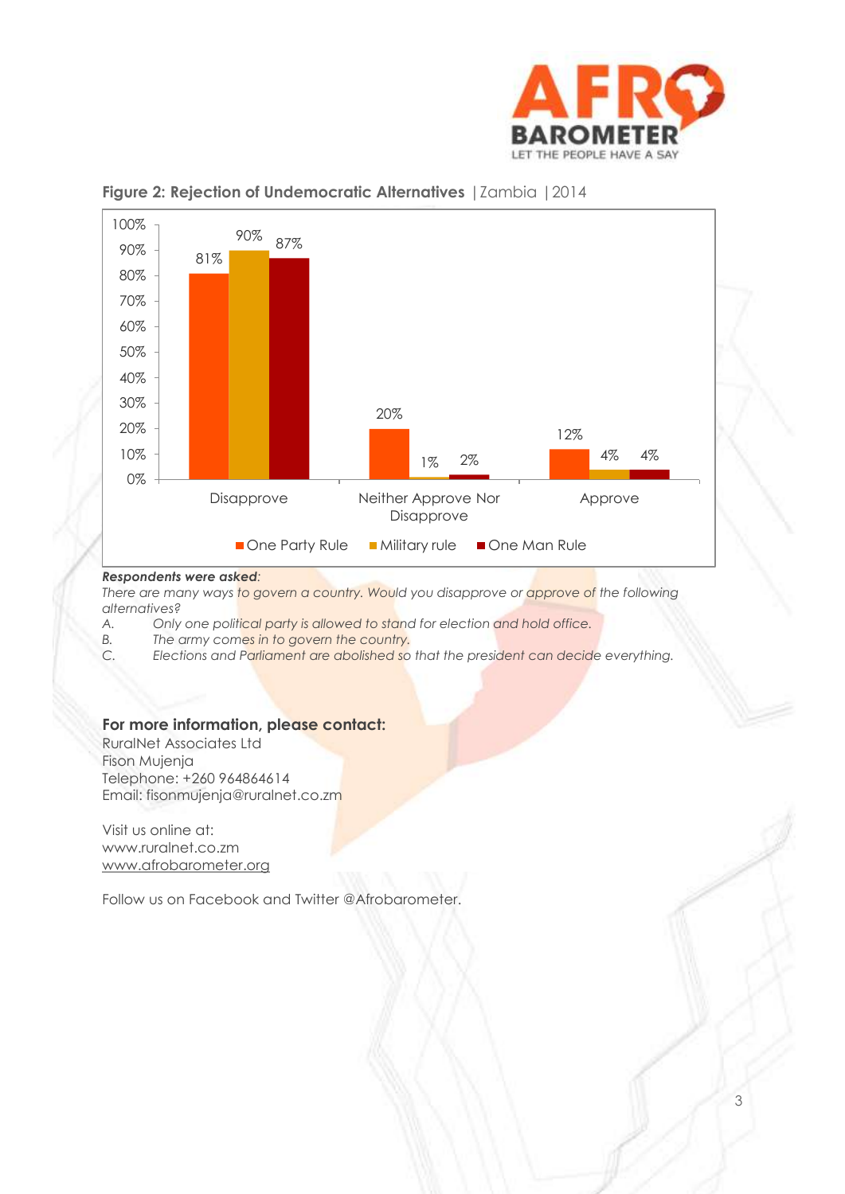**Figure 2: Rejection of Undemocratic Alternatives** | Zambia | 2014

100%
90%
80%
70%
60%
50%
40%
30%
20%
10%
0%

81% 90% 87%

20% 1% 2%

12% 4% 4%

Disapprove

Neither Approve Nor Disapprove

Approve

One Party Rule   Military rule   One Man Rule

***Respondents were asked****:*
*There are many ways to govern a country. Would you disapprove or approve of the following alternatives?*
*A.* *Only one political party is allowed to stand for election and hold office.*
*B.* *The army comes in to govern the country.*
*C.* *Elections and Parliament are abolished so that the president can decide everything.*

**For more information, please contact:**
RuralNet Associates Ltd
Fison Mujenja
Telephone: +260 964864614
Email: fisonmujenja@ruralnet.co.zm

Visit us online at:
www.ruralnet.co.zm
www.afrobarometer.org

Follow us on Facebook and Twitter @Afrobarometer.